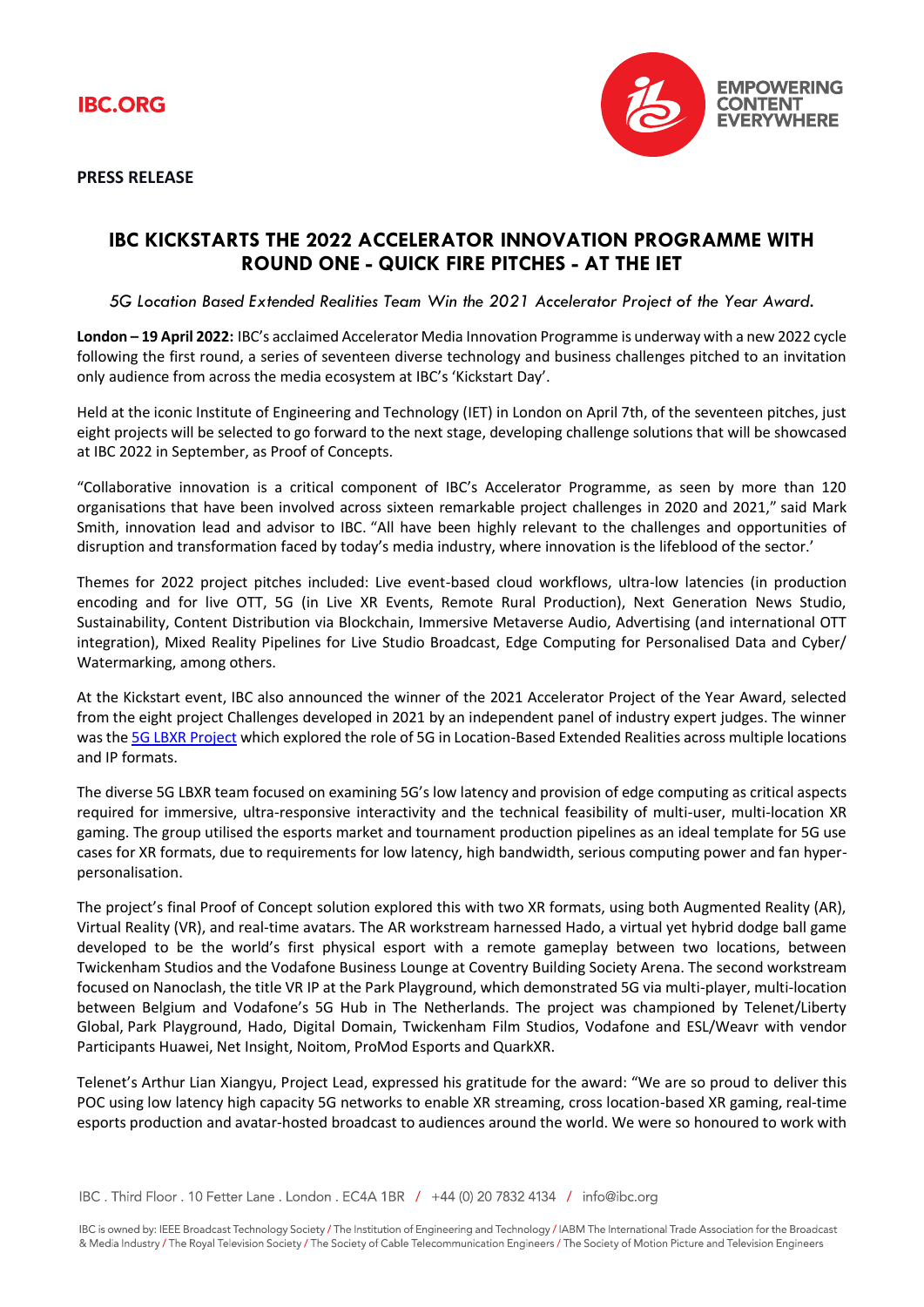IBC.ORG

EMPOWERING CONTENT EVERYWHERE

**PRESS RELEASE**

# IBC KICKSTARTS THE 2022 ACCELERATOR INNOVATION PROGRAMME WITH ROUND ONE - QUICK FIRE PITCHES - AT THE IET

*5G Location Based Extended Realities Team Win the 2021 Accelerator Project of the Year Award.*

**London – 19 April 2022:** IBC's acclaimed Accelerator Media Innovation Programme is underway with a new 2022 cycle following the first round, a series of seventeen diverse technology and business challenges pitched to an invitation only audience from across the media ecosystem at IBC's 'Kickstart Day'.

Held at the iconic Institute of Engineering and Technology (IET) in London on April 7th, of the seventeen pitches, just eight projects will be selected to go forward to the next stage, developing challenge solutions that will be showcased at IBC 2022 in September, as Proof of Concepts.

"Collaborative innovation is a critical component of IBC's Accelerator Programme, as seen by more than 120 organisations that have been involved across sixteen remarkable project challenges in 2020 and 2021," said Mark Smith, innovation lead and advisor to IBC. "All have been highly relevant to the challenges and opportunities of disruption and transformation faced by today's media industry, where innovation is the lifeblood of the sector.'

Themes for 2022 project pitches included: Live event-based cloud workflows, ultra-low latencies (in production encoding and for live OTT, 5G (in Live XR Events, Remote Rural Production), Next Generation News Studio, Sustainability, Content Distribution via Blockchain, Immersive Metaverse Audio, Advertising (and international OTT integration), Mixed Reality Pipelines for Live Studio Broadcast, Edge Computing for Personalised Data and Cyber/ Watermarking, among others.

At the Kickstart event, IBC also announced the winner of the 2021 Accelerator Project of the Year Award, selected from the eight project Challenges developed in 2021 by an independent panel of industry expert judges. The winner was the 5G LBXR Project which explored the role of 5G in Location-Based Extended Realities across multiple locations and IP formats.

The diverse 5G LBXR team focused on examining 5G's low latency and provision of edge computing as critical aspects required for immersive, ultra-responsive interactivity and the technical feasibility of multi-user, multi-location XR gaming. The group utilised the esports market and tournament production pipelines as an ideal template for 5G use cases for XR formats, due to requirements for low latency, high bandwidth, serious computing power and fan hyper-personalisation.

The project's final Proof of Concept solution explored this with two XR formats, using both Augmented Reality (AR), Virtual Reality (VR), and real-time avatars. The AR workstream harnessed Hado, a virtual yet hybrid dodge ball game developed to be the world's first physical esport with a remote gameplay between two locations, between Twickenham Studios and the Vodafone Business Lounge at Coventry Building Society Arena. The second workstream focused on Nanoclash, the title VR IP at the Park Playground, which demonstrated 5G via multi-player, multi-location between Belgium and Vodafone's 5G Hub in The Netherlands. The project was championed by Telenet/Liberty Global, Park Playground, Hado, Digital Domain, Twickenham Film Studios, Vodafone and ESL/Weavr with vendor Participants Huawei, Net Insight, Noitom, ProMod Esports and QuarkXR.

Telenet's Arthur Lian Xiangyu, Project Lead, expressed his gratitude for the award: "We are so proud to deliver this POC using low latency high capacity 5G networks to enable XR streaming, cross location-based XR gaming, real-time esports production and avatar-hosted broadcast to audiences around the world. We were so honoured to work with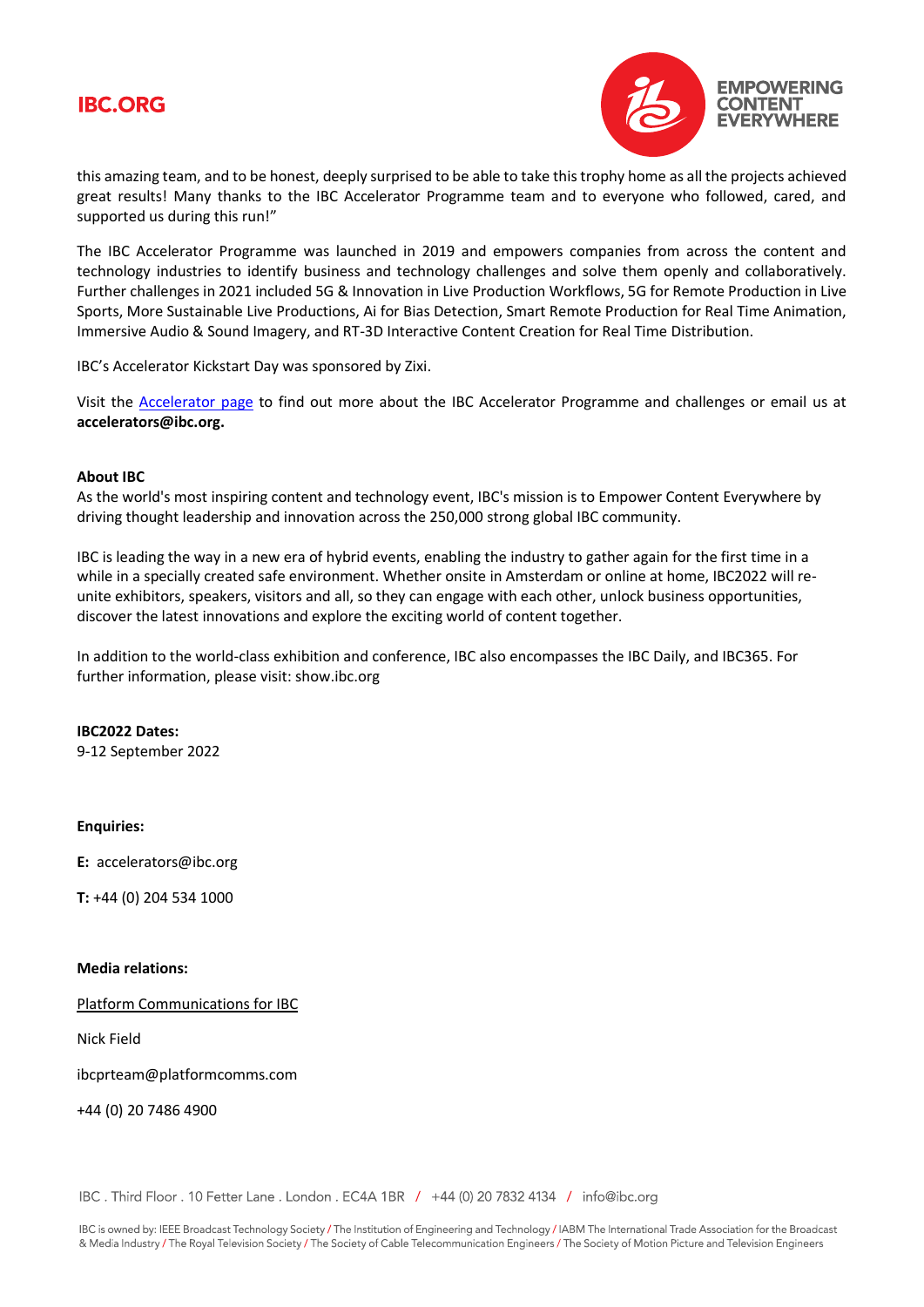this amazing team, and to be honest, deeply surprised to be able to take this trophy home as all the projects achieved great results! Many thanks to the IBC Accelerator Programme team and to everyone who followed, cared, and supported us during this run!"

The IBC Accelerator Programme was launched in 2019 and empowers companies from across the content and technology industries to identify business and technology challenges and solve them openly and collaboratively. Further challenges in 2021 included 5G & Innovation in Live Production Workflows, 5G for Remote Production in Live Sports, More Sustainable Live Productions, Ai for Bias Detection, Smart Remote Production for Real Time Animation, Immersive Audio & Sound Imagery, and RT-3D Interactive Content Creation for Real Time Distribution.

IBC's Accelerator Kickstart Day was sponsored by Zixi.

Visit the Accelerator page to find out more about the IBC Accelerator Programme and challenges or email us at **accelerators@ibc.org.**

**About IBC**

As the world's most inspiring content and technology event, IBC's mission is to Empower Content Everywhere by driving thought leadership and innovation across the 250,000 strong global IBC community.

IBC is leading the way in a new era of hybrid events, enabling the industry to gather again for the first time in a while in a specially created safe environment. Whether onsite in Amsterdam or online at home, IBC2022 will re-unite exhibitors, speakers, visitors and all, so they can engage with each other, unlock business opportunities, discover the latest innovations and explore the exciting world of content together.

In addition to the world-class exhibition and conference, IBC also encompasses the IBC Daily, and IBC365. For further information, please visit: show.ibc.org

**IBC2022 Dates:**

9-12 September 2022

**Enquiries:**

**E:** accelerators@ibc.org

**T:** +44 (0) 204 534 1000

**Media relations:**

Platform Communications for IBC

Nick Field

ibcprteam@platformcomms.com

+44 (0) 20 7486 4900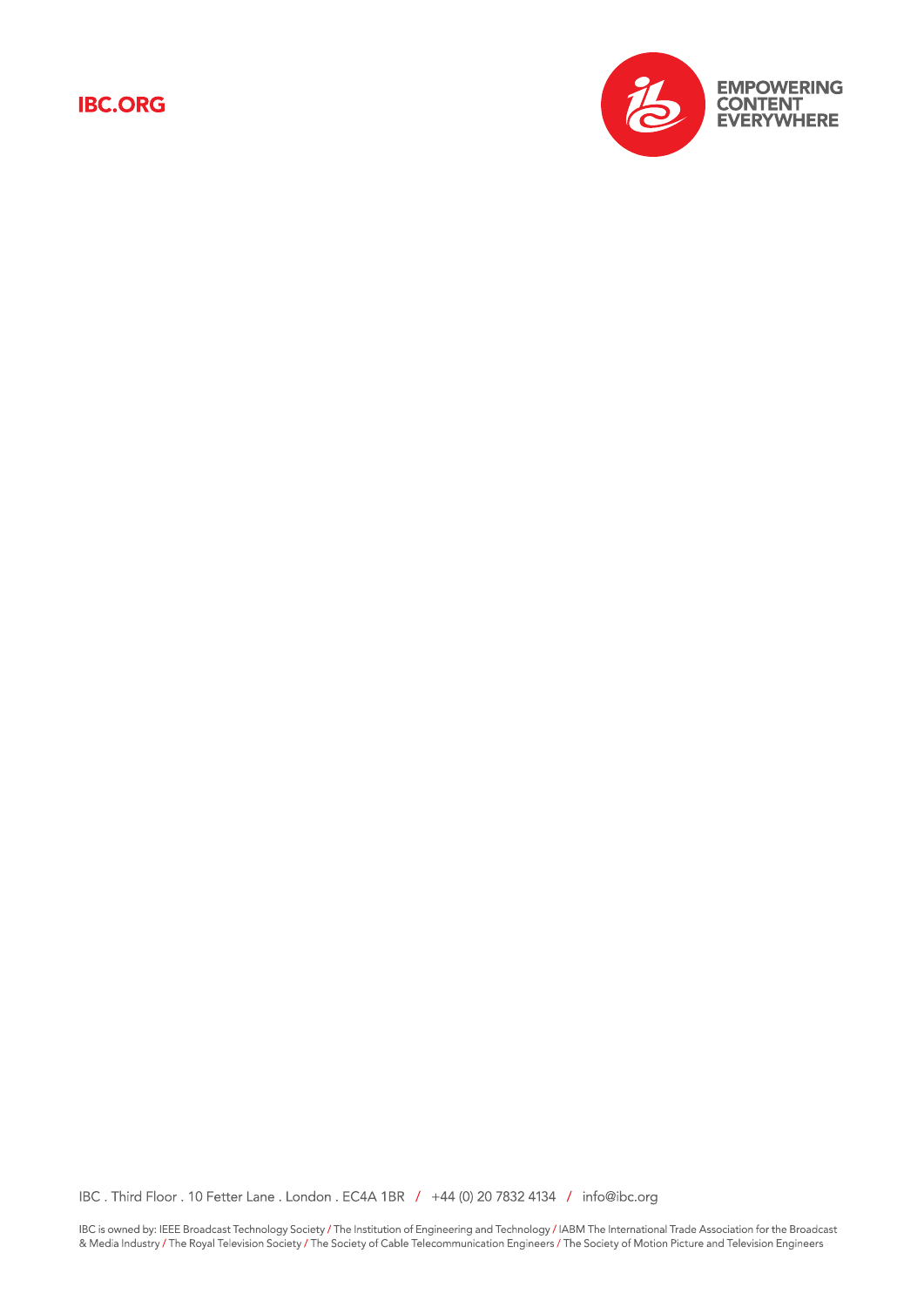IBC.ORG

EMPOWERING
CONTENT
EVERYWHERE

IBC . Third Floor . 10 Fetter Lane . London . EC4A 1BR / +44 (0) 20 7832 4134 / info@ibc.org

IBC is owned by: IEEE Broadcast Technology Society / The Institution of Engineering and Technology / IABM The International Trade Association for the Broadcast & Media Industry / The Royal Television Society / The Society of Cable Telecommunication Engineers / The Society of Motion Picture and Television Engineers